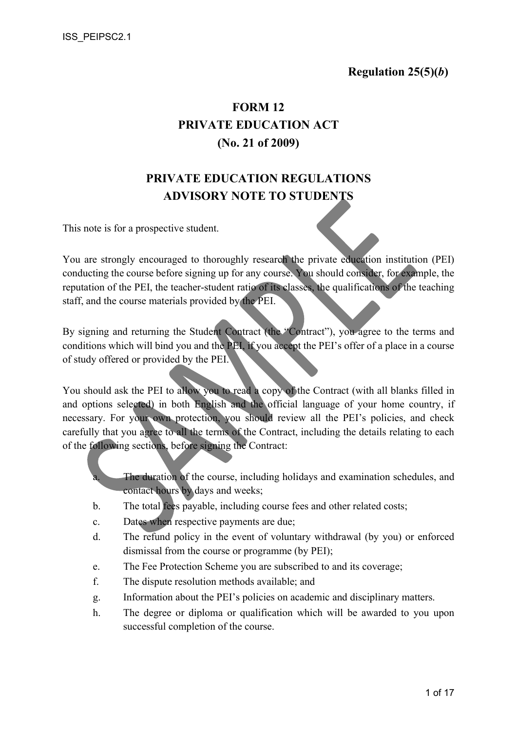**Regulation 25(5)(*b*)**

# FORM 12
# PRIVATE EDUCATION ACT
# (No. 21 of 2009)

## PRIVATE EDUCATION REGULATIONS
## ADVISORY NOTE TO STUDENTS

This note is for a prospective student.

You are strongly encouraged to thoroughly research the private education institution (PEI) conducting the course before signing up for any course. You should consider, for example, the reputation of the PEI, the teacher-student ratio of its classes, the qualifications of the teaching staff, and the course materials provided by the PEI.

By signing and returning the Student Contract (the "Contract"), you agree to the terms and conditions which will bind you and the PEI, if you accept the PEI's offer of a place in a course of study offered or provided by the PEI.

You should ask the PEI to allow you to read a copy of the Contract (with all blanks filled in and options selected) in both English and the official language of your home country, if necessary. For your own protection, you should review all the PEI's policies, and check carefully that you agree to all the terms of the Contract, including the details relating to each of the following sections, before signing the Contract:

a. The duration of the course, including holidays and examination schedules, and contact hours by days and weeks;
b. The total fees payable, including course fees and other related costs;
c. Dates when respective payments are due;
d. The refund policy in the event of voluntary withdrawal (by you) or enforced dismissal from the course or programme (by PEI);
e. The Fee Protection Scheme you are subscribed to and its coverage;
f. The dispute resolution methods available; and
g. Information about the PEI's policies on academic and disciplinary matters.
h. The degree or diploma or qualification which will be awarded to you upon successful completion of the course.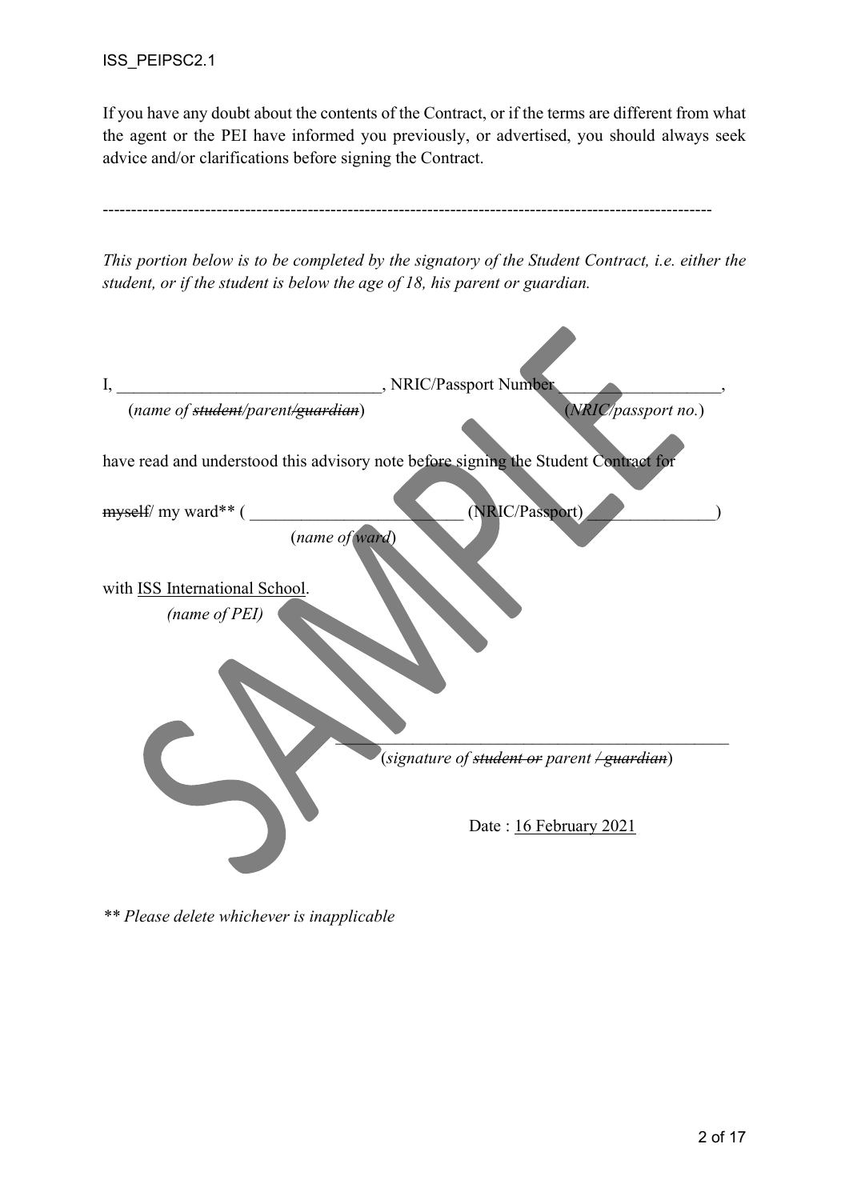If you have any doubt about the contents of the Contract, or if the terms are different from what the agent or the PEI have informed you previously, or advertised, you should always seek advice and/or clarifications before signing the Contract.

---

*This portion below is to be completed by the signatory of the Student Contract, i.e. either the student, or if the student is below the age of 18, his parent or guardian.*

I, ______________________________, NRIC/Passport Number __________________,
(*name of ~~student~~/parent/~~guardian~~*) (*NRIC/passport no.*)

have read and understood this advisory note before signing the Student Contract for

~~myself~~/ my ward** ( ________________________ (NRIC/Passport) _______________)
(*name of ward*)

with ISS International School.
*(name of PEI)*

_____________________________________________
(*signature of ~~student or~~ parent ~~/ guardian~~*)

Date : 16 February 2021

*** Please delete whichever is inapplicable*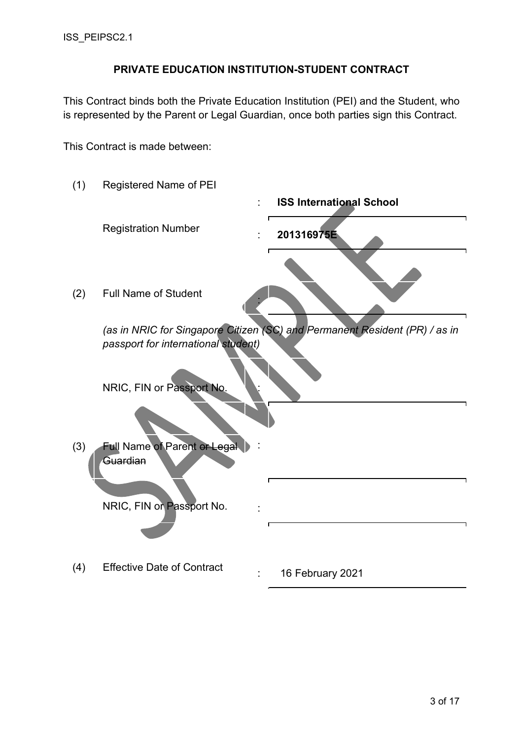## PRIVATE EDUCATION INSTITUTION-STUDENT CONTRACT

This Contract binds both the Private Education Institution (PEI) and the Student, who is represented by the Parent or Legal Guardian, once both parties sign this Contract.

This Contract is made between:

(1) Registered Name of PEI : **ISS International School**

Registration Number : **201316975E**

(2) Full Name of Student : ______________________

*(as in NRIC for Singapore Citizen (SC) and Permanent Resident (PR) / as in passport for international student)*

NRIC, FIN or Passport No. : ______________________

(3) Full Name of Parent ~~or Legal Guardian~~ : ______________________

NRIC, FIN or Passport No. : ______________________

(4) Effective Date of Contract : 16 February 2021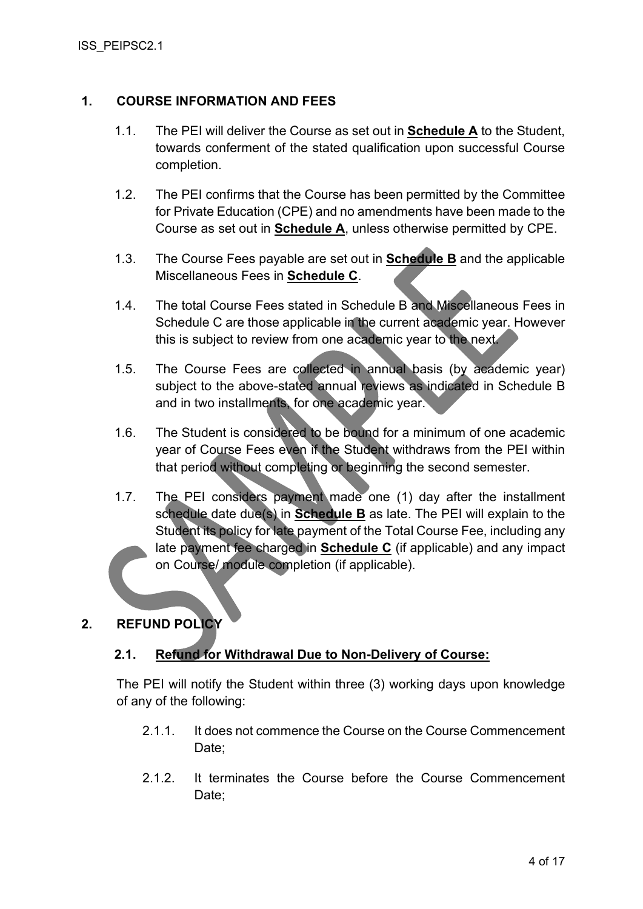## 1. COURSE INFORMATION AND FEES

1.1. The PEI will deliver the Course as set out in **Schedule A** to the Student, towards conferment of the stated qualification upon successful Course completion.

1.2. The PEI confirms that the Course has been permitted by the Committee for Private Education (CPE) and no amendments have been made to the Course as set out in **Schedule A**, unless otherwise permitted by CPE.

1.3. The Course Fees payable are set out in **Schedule B** and the applicable Miscellaneous Fees in **Schedule C**.

1.4. The total Course Fees stated in Schedule B and Miscellaneous Fees in Schedule C are those applicable in the current academic year. However this is subject to review from one academic year to the next.

1.5. The Course Fees are collected in annual basis (by academic year) subject to the above-stated annual reviews as indicated in Schedule B and in two installments, for one academic year.

1.6. The Student is considered to be bound for a minimum of one academic year of Course Fees even if the Student withdraws from the PEI within that period without completing or beginning the second semester.

1.7. The PEI considers payment made one (1) day after the installment schedule date due(s) in **Schedule B** as late. The PEI will explain to the Student its policy for late payment of the Total Course Fee, including any late payment fee charged in **Schedule C** (if applicable) and any impact on Course/ module completion (if applicable).

## 2. REFUND POLICY

### 2.1. Refund for Withdrawal Due to Non-Delivery of Course:

The PEI will notify the Student within three (3) working days upon knowledge of any of the following:

2.1.1. It does not commence the Course on the Course Commencement Date;

2.1.2. It terminates the Course before the Course Commencement Date;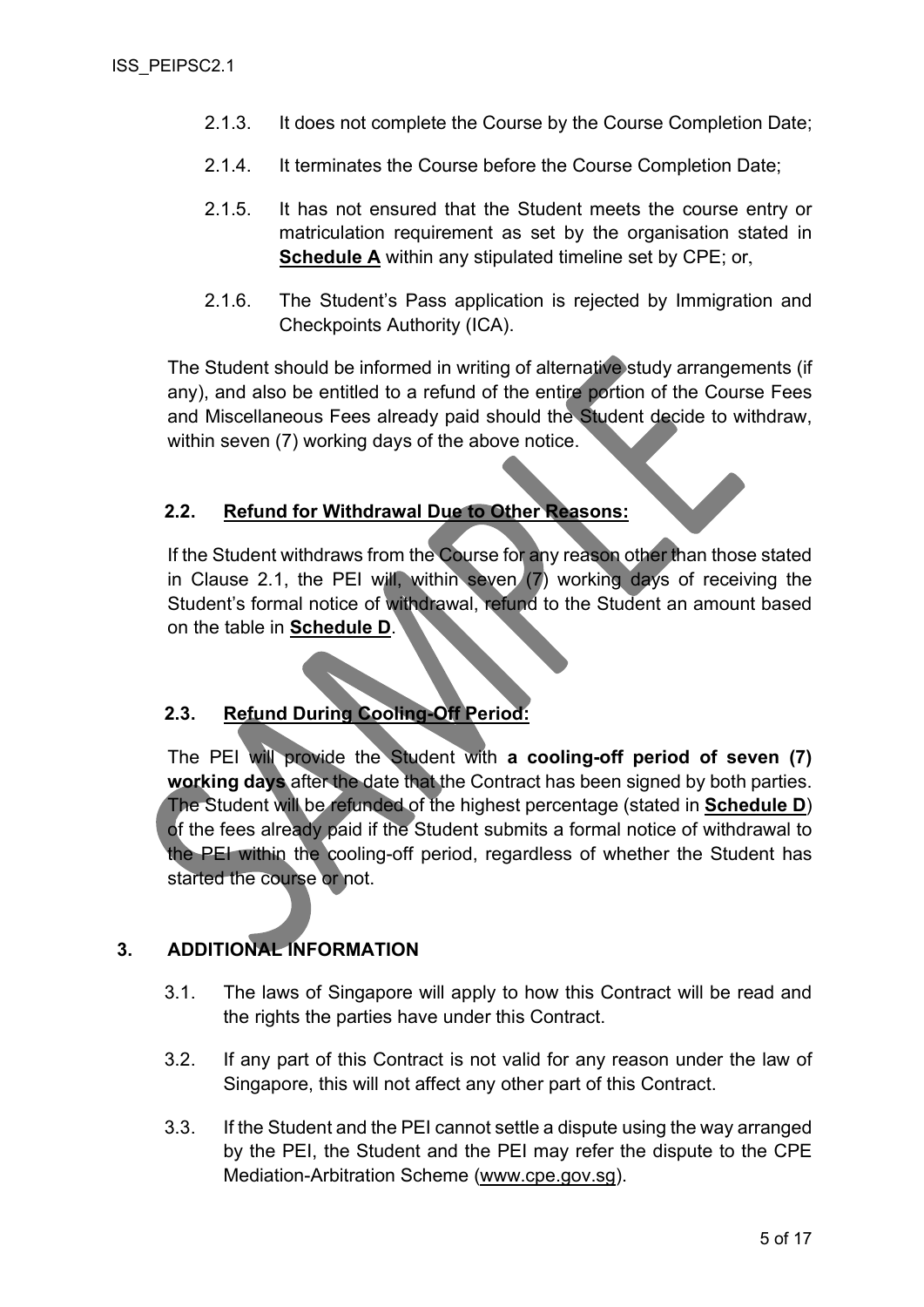2.1.3. It does not complete the Course by the Course Completion Date;

2.1.4. It terminates the Course before the Course Completion Date;

2.1.5. It has not ensured that the Student meets the course entry or matriculation requirement as set by the organisation stated in **Schedule A** within any stipulated timeline set by CPE; or,

2.1.6. The Student's Pass application is rejected by Immigration and Checkpoints Authority (ICA).

The Student should be informed in writing of alternative study arrangements (if any), and also be entitled to a refund of the entire portion of the Course Fees and Miscellaneous Fees already paid should the Student decide to withdraw, within seven (7) working days of the above notice.

### 2.2. Refund for Withdrawal Due to Other Reasons:

If the Student withdraws from the Course for any reason other than those stated in Clause 2.1, the PEI will, within seven (7) working days of receiving the Student's formal notice of withdrawal, refund to the Student an amount based on the table in **Schedule D**.

### 2.3. Refund During Cooling-Off Period:

The PEI will provide the Student with **a cooling-off period of seven (7) working days** after the date that the Contract has been signed by both parties. The Student will be refunded of the highest percentage (stated in **Schedule D**) of the fees already paid if the Student submits a formal notice of withdrawal to the PEI within the cooling-off period, regardless of whether the Student has started the course or not.

## 3. ADDITIONAL INFORMATION

3.1. The laws of Singapore will apply to how this Contract will be read and the rights the parties have under this Contract.

3.2. If any part of this Contract is not valid for any reason under the law of Singapore, this will not affect any other part of this Contract.

3.3. If the Student and the PEI cannot settle a dispute using the way arranged by the PEI, the Student and the PEI may refer the dispute to the CPE Mediation-Arbitration Scheme (www.cpe.gov.sg).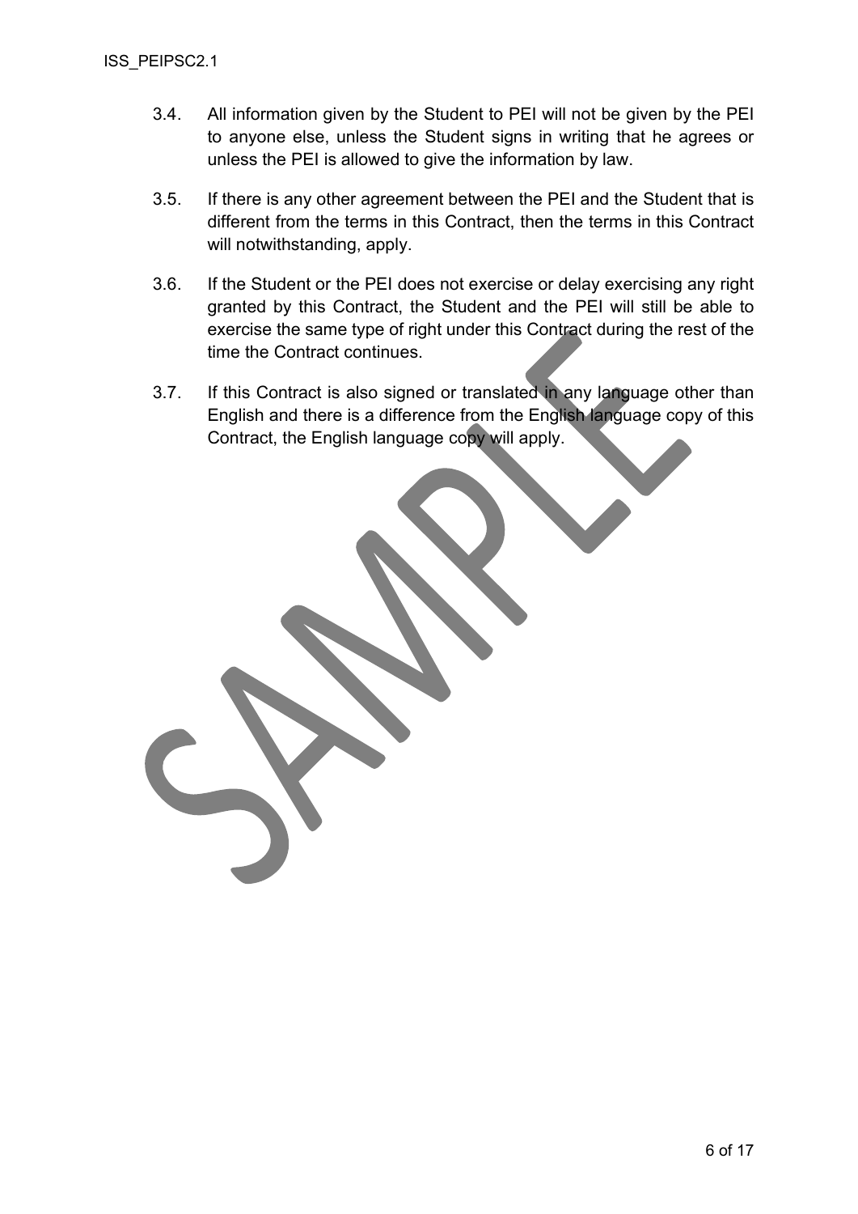3.4. All information given by the Student to PEI will not be given by the PEI to anyone else, unless the Student signs in writing that he agrees or unless the PEI is allowed to give the information by law.

3.5. If there is any other agreement between the PEI and the Student that is different from the terms in this Contract, then the terms in this Contract will notwithstanding, apply.

3.6. If the Student or the PEI does not exercise or delay exercising any right granted by this Contract, the Student and the PEI will still be able to exercise the same type of right under this Contract during the rest of the time the Contract continues.

3.7. If this Contract is also signed or translated in any language other than English and there is a difference from the English language copy of this Contract, the English language copy will apply.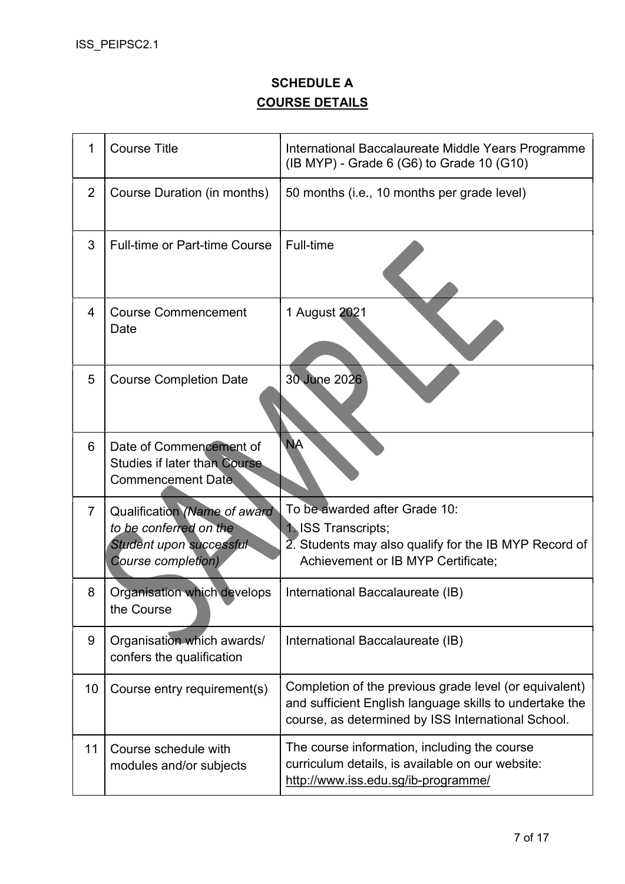# SCHEDULE A

## COURSE DETAILS

| | | |
|---|---|---|
| 1 | Course Title | International Baccalaureate Middle Years Programme (IB MYP) - Grade 6 (G6) to Grade 10 (G10) |
| 2 | Course Duration (in months) | 50 months (i.e., 10 months per grade level) |
| 3 | Full-time or Part-time Course | Full-time |
| 4 | Course Commencement Date | 1 August 2021 |
| 5 | Course Completion Date | 30 June 2026 |
| 6 | Date of Commencement of Studies if later than Course Commencement Date | NA |
| 7 | Qualification *(Name of award to be conferred on the Student upon successful Course completion)* | To be awarded after Grade 10:<br>1. ISS Transcripts;<br>2. Students may also qualify for the IB MYP Record of Achievement or IB MYP Certificate; |
| 8 | Organisation which develops the Course | International Baccalaureate (IB) |
| 9 | Organisation which awards/ confers the qualification | International Baccalaureate (IB) |
| 10 | Course entry requirement(s) | Completion of the previous grade level (or equivalent) and sufficient English language skills to undertake the course, as determined by ISS International School. |
| 11 | Course schedule with modules and/or subjects | The course information, including the course curriculum details, is available on our website: http://www.iss.edu.sg/ib-programme/ |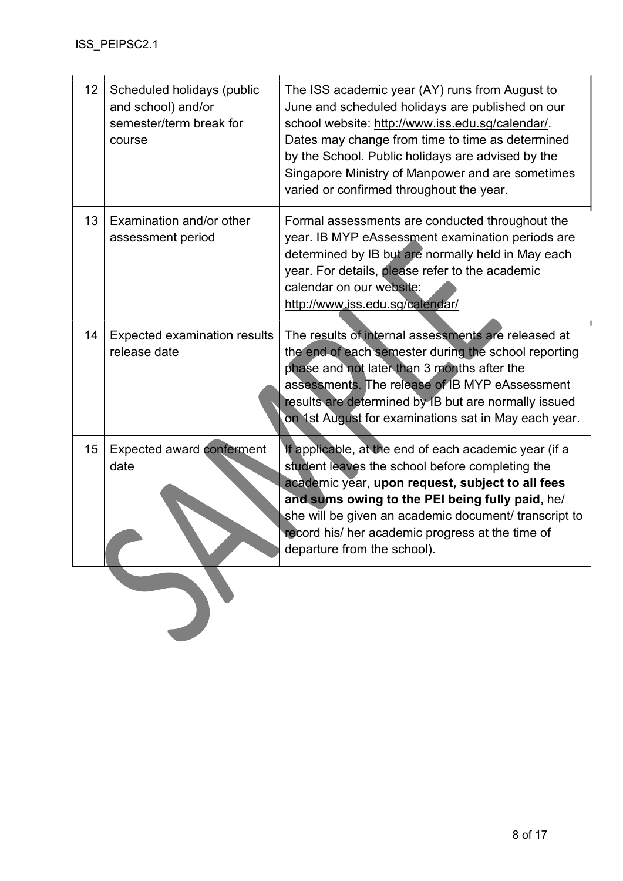| 12 | Scheduled holidays (public and school) and/or semester/term break for course | The ISS academic year (AY) runs from August to June and scheduled holidays are published on our school website: http://www.iss.edu.sg/calendar/. Dates may change from time to time as determined by the School. Public holidays are advised by the Singapore Ministry of Manpower and are sometimes varied or confirmed throughout the year. |
|---|---|---|
| 13 | Examination and/or other assessment period | Formal assessments are conducted throughout the year. IB MYP eAssessment examination periods are determined by IB but are normally held in May each year. For details, please refer to the academic calendar on our website: http://www.iss.edu.sg/calendar/ |
| 14 | Expected examination results release date | The results of internal assessments are released at the end of each semester during the school reporting phase and not later than 3 months after the assessments. The release of IB MYP eAssessment results are determined by IB but are normally issued on 1st August for examinations sat in May each year. |
| 15 | Expected award conferment date | If applicable, at the end of each academic year (if a student leaves the school before completing the academic year, **upon request, subject to all fees and sums owing to the PEI being fully paid,** he/ she will be given an academic document/ transcript to record his/ her academic progress at the time of departure from the school). |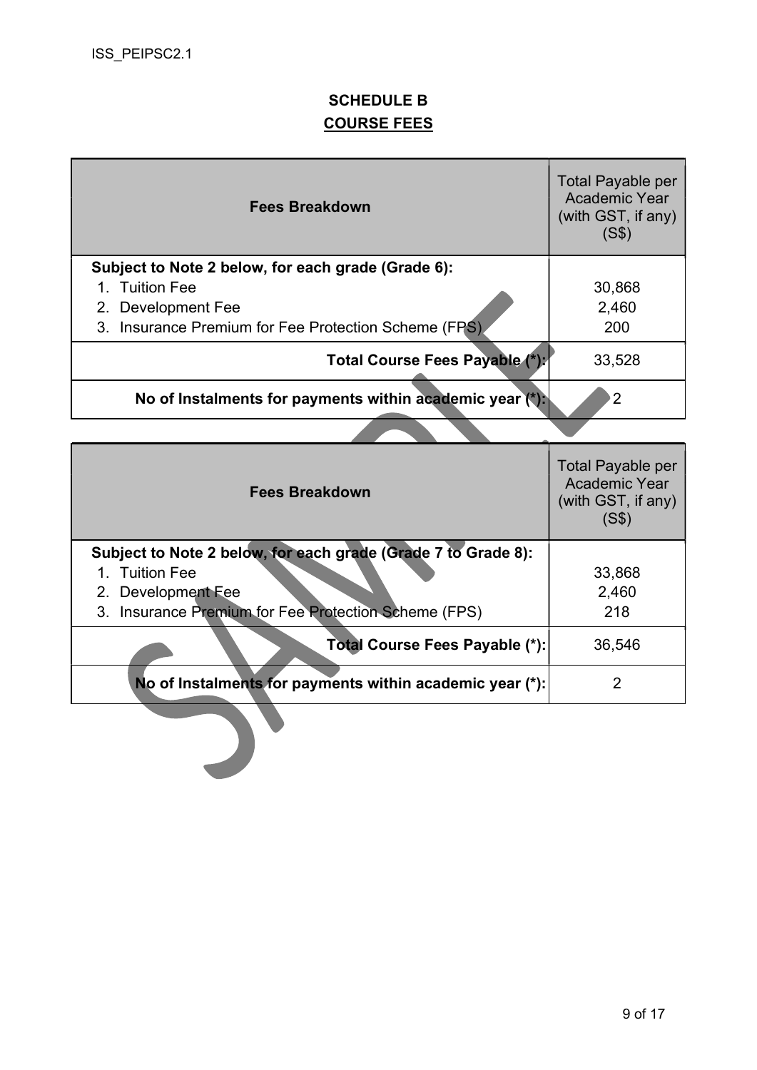## SCHEDULE B
## COURSE FEES

| Fees Breakdown | Total Payable per Academic Year (with GST, if any) (S$) |
| --- | --- |
| **Subject to Note 2 below, for each grade (Grade 6):** | |
| 1. Tuition Fee | 30,868 |
| 2. Development Fee | 2,460 |
| 3. Insurance Premium for Fee Protection Scheme (FPS) | 200 |
| **Total Course Fees Payable (*):** | 33,528 |
| **No of Instalments for payments within academic year (*):** | 2 |

| Fees Breakdown | Total Payable per Academic Year (with GST, if any) (S$) |
| --- | --- |
| **Subject to Note 2 below, for each grade (Grade 7 to Grade 8):** | |
| 1. Tuition Fee | 33,868 |
| 2. Development Fee | 2,460 |
| 3. Insurance Premium for Fee Protection Scheme (FPS) | 218 |
| **Total Course Fees Payable (*):** | 36,546 |
| **No of Instalments for payments within academic year (*):** | 2 |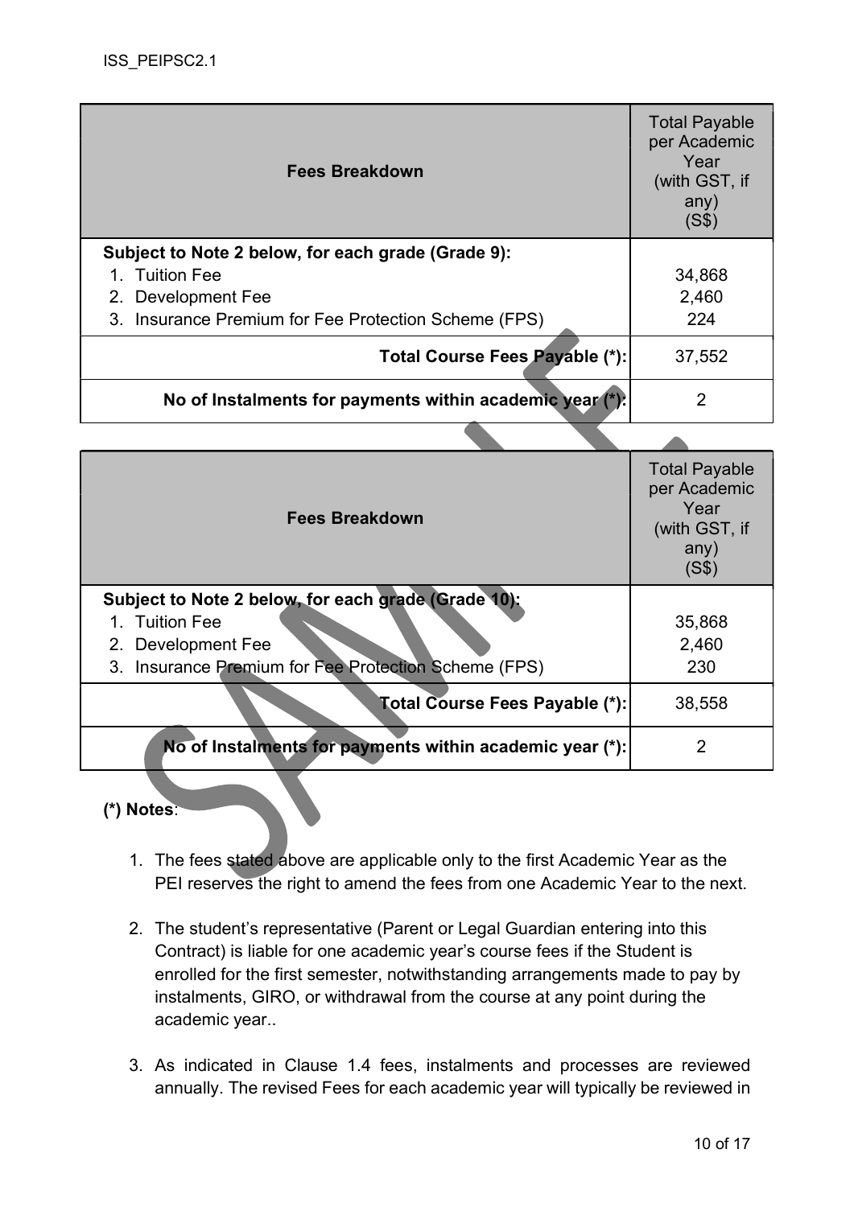| Fees Breakdown | Total Payable per Academic Year (with GST, if any) (S$) |
|---|---|
| **Subject to Note 2 below, for each grade (Grade 9):** | |
| 1. Tuition Fee | 34,868 |
| 2. Development Fee | 2,460 |
| 3. Insurance Premium for Fee Protection Scheme (FPS) | 224 |
| **Total Course Fees Payable (*):** | 37,552 |
| **No of Instalments for payments within academic year (*):** | 2 |

| Fees Breakdown | Total Payable per Academic Year (with GST, if any) (S$) |
|---|---|
| **Subject to Note 2 below, for each grade (Grade 10):** | |
| 1. Tuition Fee | 35,868 |
| 2. Development Fee | 2,460 |
| 3. Insurance Premium for Fee Protection Scheme (FPS) | 230 |
| **Total Course Fees Payable (*):** | 38,558 |
| **No of Instalments for payments within academic year (*):** | 2 |

**(*) Notes**:

1. The fees stated above are applicable only to the first Academic Year as the PEI reserves the right to amend the fees from one Academic Year to the next.

2. The student's representative (Parent or Legal Guardian entering into this Contract) is liable for one academic year's course fees if the Student is enrolled for the first semester, notwithstanding arrangements made to pay by instalments, GIRO, or withdrawal from the course at any point during the academic year..

3. As indicated in Clause 1.4 fees, instalments and processes are reviewed annually. The revised Fees for each academic year will typically be reviewed in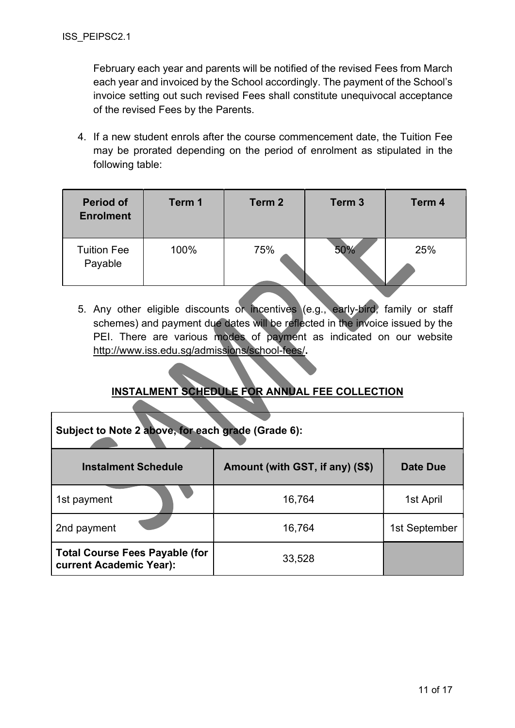February each year and parents will be notified of the revised Fees from March each year and invoiced by the School accordingly. The payment of the School's invoice setting out such revised Fees shall constitute unequivocal acceptance of the revised Fees by the Parents.

4. If a new student enrols after the course commencement date, the Tuition Fee may be prorated depending on the period of enrolment as stipulated in the following table:

| Period of Enrolment | Term 1 | Term 2 | Term 3 | Term 4 |
|---|---|---|---|---|
| Tuition Fee Payable | 100% | 75% | 50% | 25% |

5. Any other eligible discounts or incentives (e.g., early-bird, family or staff schemes) and payment due dates will be reflected in the invoice issued by the PEI. There are various modes of payment as indicated on our website http://www.iss.edu.sg/admissions/school-fees/.

## INSTALMENT SCHEDULE FOR ANNUAL FEE COLLECTION

| Subject to Note 2 above, for each grade (Grade 6): | | |
|---|---|---|
| **Instalment Schedule** | **Amount (with GST, if any) (S$)** | **Date Due** |
| 1st payment | 16,764 | 1st April |
| 2nd payment | 16,764 | 1st September |
| **Total Course Fees Payable (for current Academic Year):** | 33,528 | |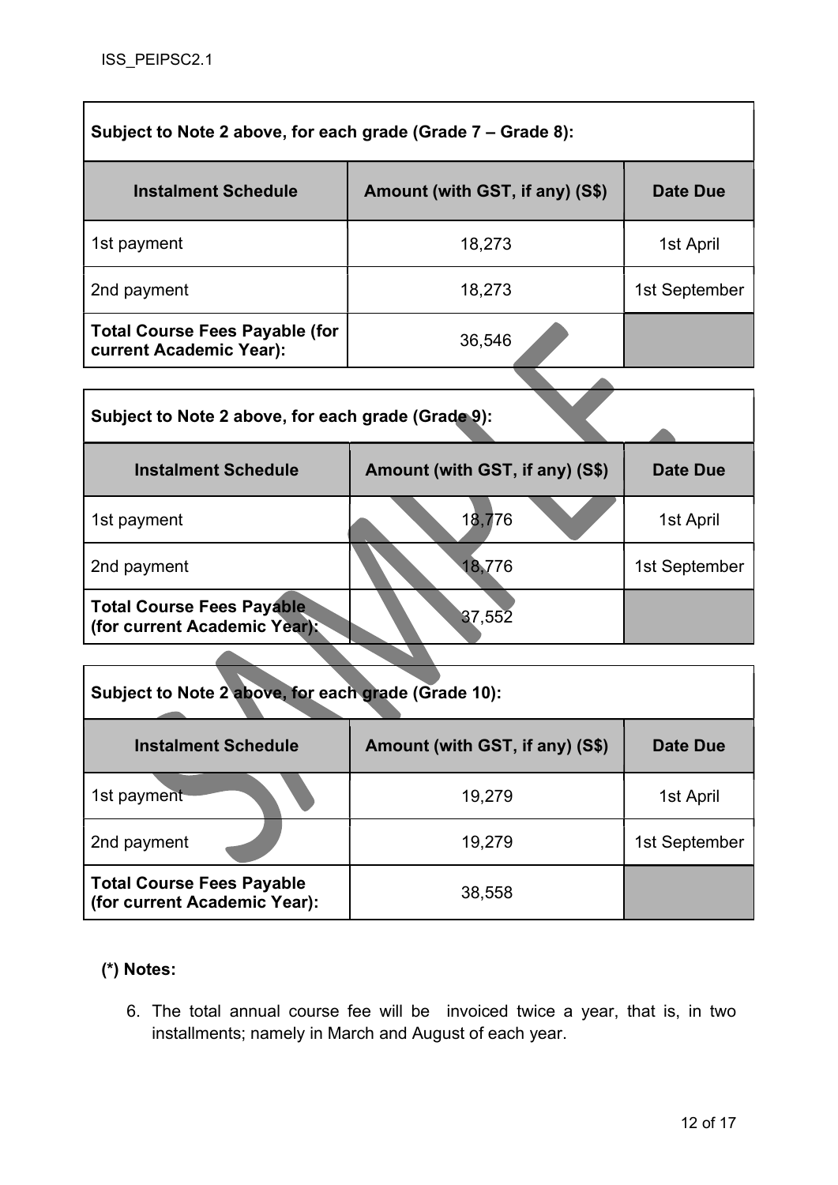| Subject to Note 2 above, for each grade (Grade 7 – Grade 8): | | |
|---|---|---|
| **Instalment Schedule** | **Amount (with GST, if any) (S$)** | **Date Due** |
| 1st payment | 18,273 | 1st April |
| 2nd payment | 18,273 | 1st September |
| **Total Course Fees Payable (for current Academic Year):** | 36,546 | |

| Subject to Note 2 above, for each grade (Grade 9): | | |
|---|---|---|
| **Instalment Schedule** | **Amount (with GST, if any) (S$)** | **Date Due** |
| 1st payment | 18,776 | 1st April |
| 2nd payment | 18,776 | 1st September |
| **Total Course Fees Payable (for current Academic Year):** | 37,552 | |

| Subject to Note 2 above, for each grade (Grade 10): | | |
|---|---|---|
| **Instalment Schedule** | **Amount (with GST, if any) (S$)** | **Date Due** |
| 1st payment | 19,279 | 1st April |
| 2nd payment | 19,279 | 1st September |
| **Total Course Fees Payable (for current Academic Year):** | 38,558 | |

**(*) Notes:**

6. The total annual course fee will be invoiced twice a year, that is, in two installments; namely in March and August of each year.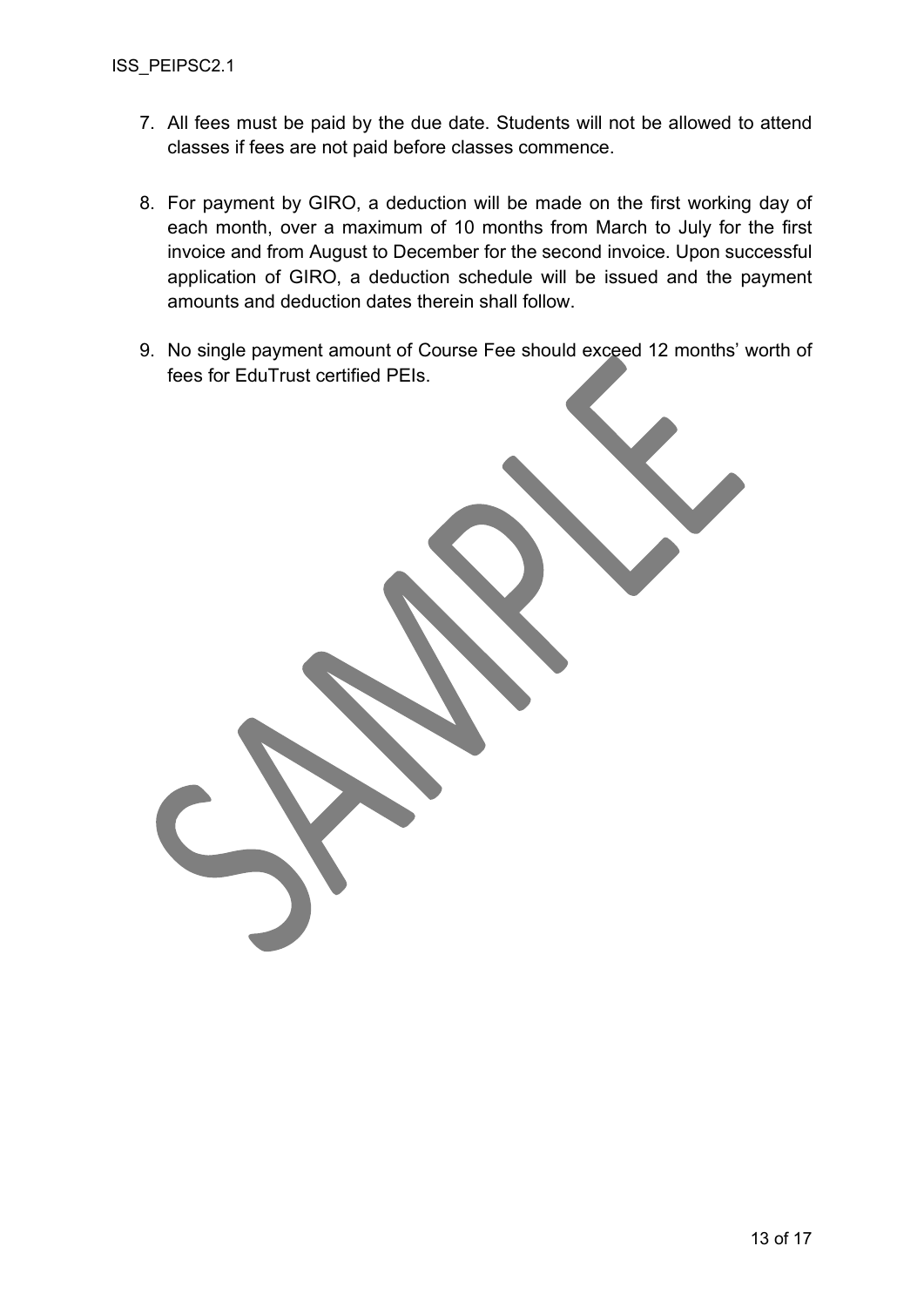7. All fees must be paid by the due date. Students will not be allowed to attend classes if fees are not paid before classes commence.

8. For payment by GIRO, a deduction will be made on the first working day of each month, over a maximum of 10 months from March to July for the first invoice and from August to December for the second invoice. Upon successful application of GIRO, a deduction schedule will be issued and the payment amounts and deduction dates therein shall follow.

9. No single payment amount of Course Fee should exceed 12 months' worth of fees for EduTrust certified PEIs.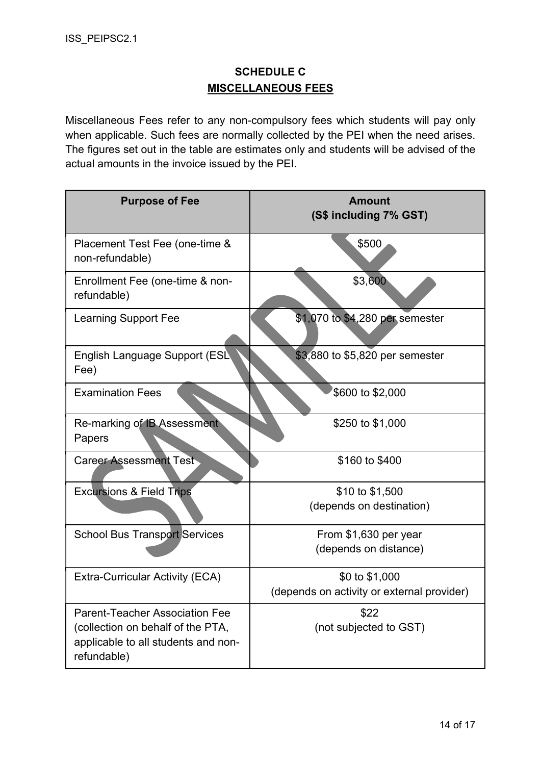## SCHEDULE C

## MISCELLANEOUS FEES

Miscellaneous Fees refer to any non-compulsory fees which students will pay only when applicable. Such fees are normally collected by the PEI when the need arises. The figures set out in the table are estimates only and students will be advised of the actual amounts in the invoice issued by the PEI.

| Purpose of Fee | Amount (S$ including 7% GST) |
|---|---|
| Placement Test Fee (one-time & non-refundable) | $500 |
| Enrollment Fee (one-time & non-refundable) | $3,600 |
| Learning Support Fee | $1,070 to $4,280 per semester |
| English Language Support (ESL Fee) | $3,880 to $5,820 per semester |
| Examination Fees | $600 to $2,000 |
| Re-marking of IB Assessment Papers | $250 to $1,000 |
| Career Assessment Test | $160 to $400 |
| Excursions & Field Trips | $10 to $1,500 (depends on destination) |
| School Bus Transport Services | From $1,630 per year (depends on distance) |
| Extra-Curricular Activity (ECA) | $0 to $1,000 (depends on activity or external provider) |
| Parent-Teacher Association Fee (collection on behalf of the PTA, applicable to all students and non-refundable) | $22 (not subjected to GST) |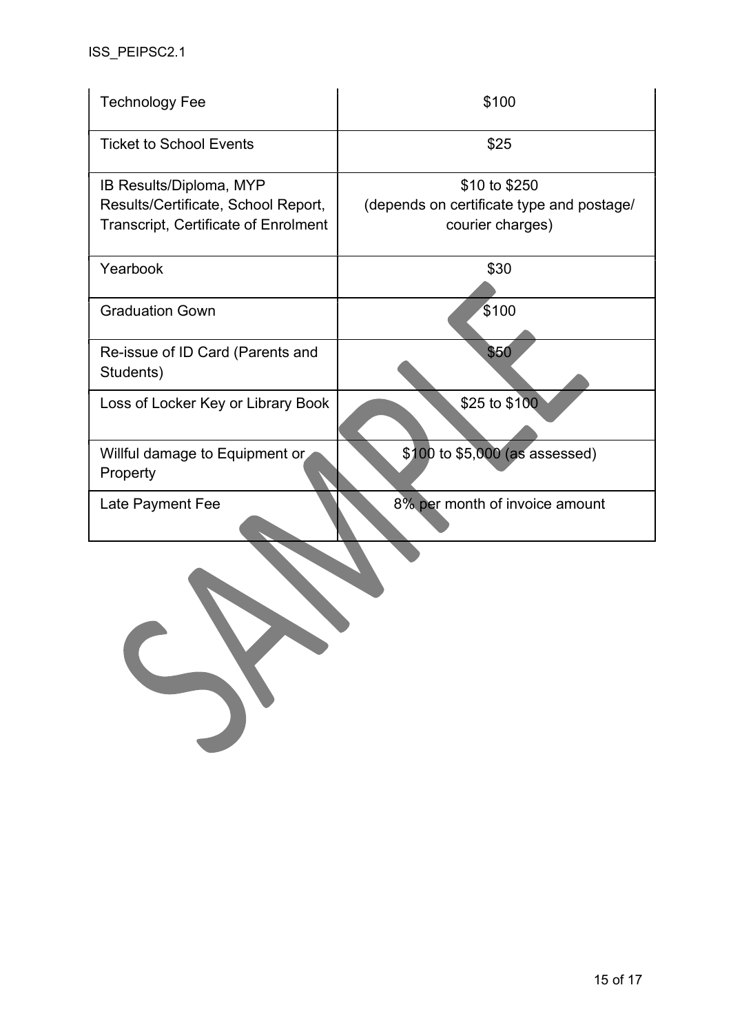| Technology Fee | $100 |
|---|---|
| Ticket to School Events | $25 |
| IB Results/Diploma, MYP Results/Certificate, School Report, Transcript, Certificate of Enrolment | $10 to $250 (depends on certificate type and postage/ courier charges) |
| Yearbook | $30 |
| Graduation Gown | $100 |
| Re-issue of ID Card (Parents and Students) | $50 |
| Loss of Locker Key or Library Book | $25 to $100 |
| Willful damage to Equipment or Property | $100 to $5,000 (as assessed) |
| Late Payment Fee | 8% per month of invoice amount |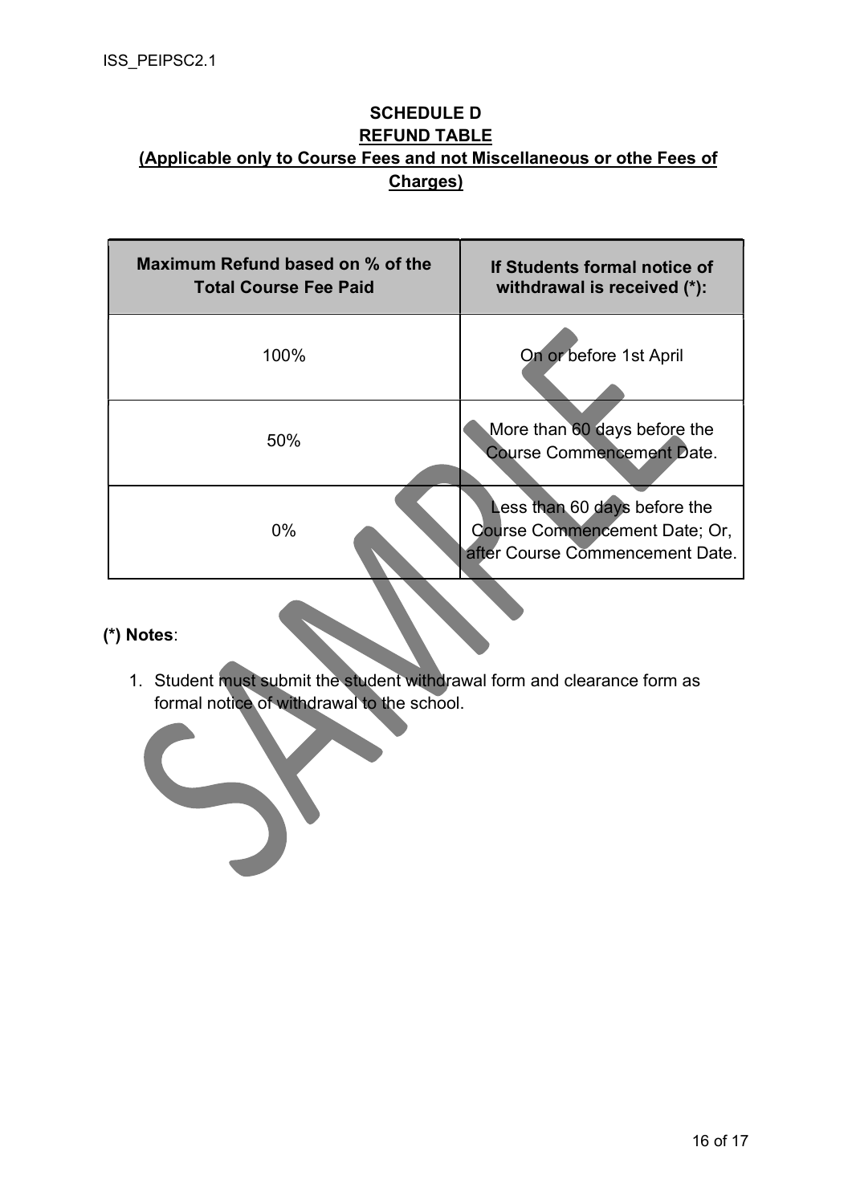## SCHEDULE D
## REFUND TABLE
## (Applicable only to Course Fees and not Miscellaneous or othe Fees of Charges)

| Maximum Refund based on % of the Total Course Fee Paid | If Students formal notice of withdrawal is received (*): |
|---|---|
| 100% | On or before 1st April |
| 50% | More than 60 days before the Course Commencement Date. |
| 0% | Less than 60 days before the Course Commencement Date; Or, after Course Commencement Date. |

**(*) Notes**:

1. Student must submit the student withdrawal form and clearance form as formal notice of withdrawal to the school.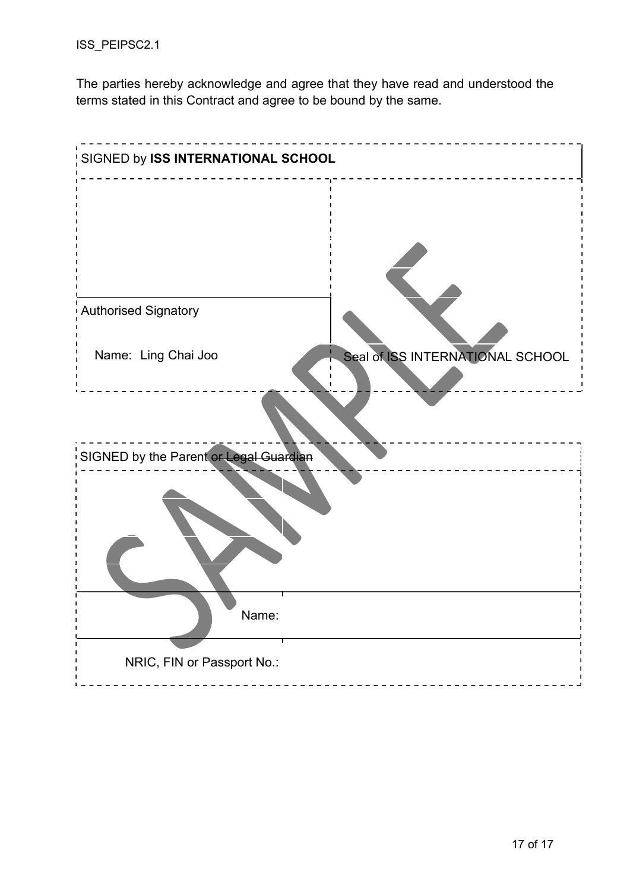The parties hereby acknowledge and agree that they have read and understood the terms stated in this Contract and agree to be bound by the same.

| SIGNED by **ISS INTERNATIONAL SCHOOL** | |
|---|---|
| | |
| Authorised Signatory<br>Name: Ling Chai Joo | Seal of ISS INTERNATIONAL SCHOOL |

| SIGNED by the Parent or Legal Guardian | |
|---|---|
| | |
| Name: | |
| NRIC, FIN or Passport No.: | |

SAMPLE